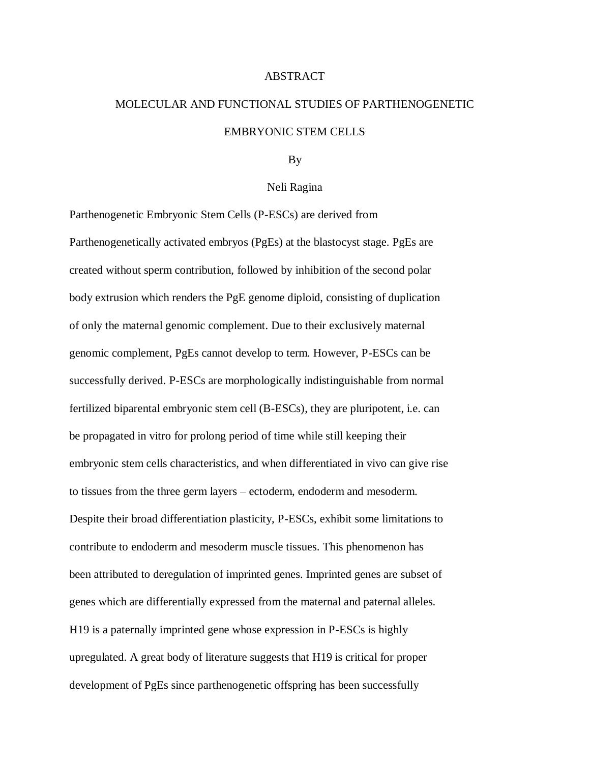# ABSTRACT

## MOLECULAR AND FUNCTIONAL STUDIES OF PARTHENOGENETIC EMBRYONIC STEM CELLS

By

Neli Ragina

Parthenogenetic Embryonic Stem Cells (P-ESCs) are derived from Parthenogenetically activated embryos (PgEs) at the blastocyst stage. PgEs are created without sperm contribution, followed by inhibition of the second polar body extrusion which renders the PgE genome diploid, consisting of duplication of only the maternal genomic complement. Due to their exclusively maternal genomic complement, PgEs cannot develop to term. However, P-ESCs can be successfully derived. P-ESCs are morphologically indistinguishable from normal fertilized biparental embryonic stem cell (B-ESCs), they are pluripotent, i.e. can be propagated in vitro for prolong period of time while still keeping their embryonic stem cells characteristics, and when differentiated in vivo can give rise to tissues from the three germ layers – ectoderm, endoderm and mesoderm. Despite their broad differentiation plasticity, P-ESCs, exhibit some limitations to contribute to endoderm and mesoderm muscle tissues. This phenomenon has been attributed to deregulation of imprinted genes. Imprinted genes are subset of genes which are differentially expressed from the maternal and paternal alleles. H19 is a paternally imprinted gene whose expression in P-ESCs is highly upregulated. A great body of literature suggests that H19 is critical for proper development of PgEs since parthenogenetic offspring has been successfully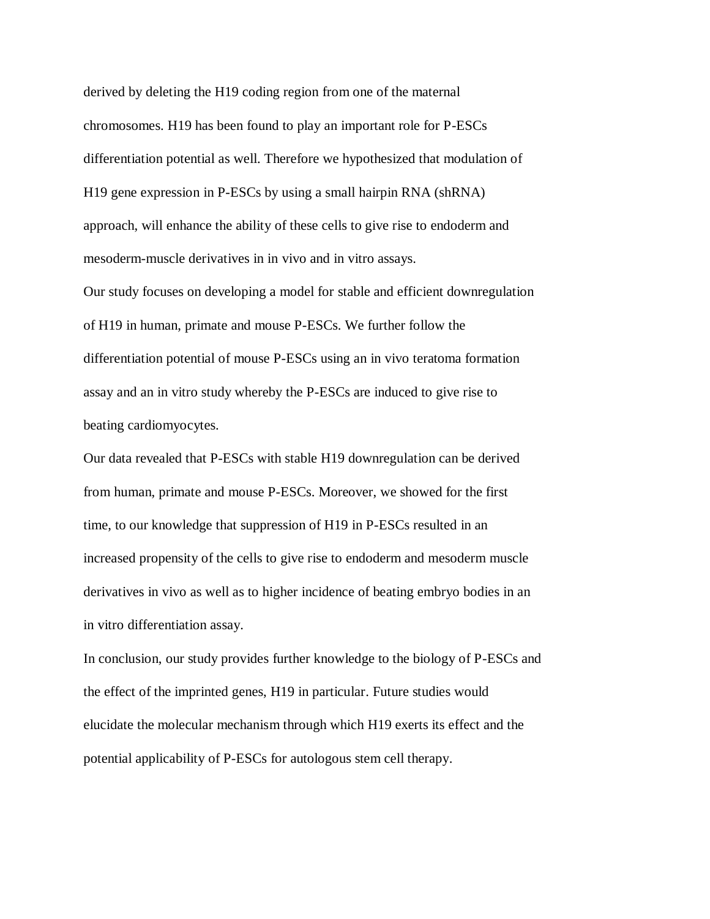derived by deleting the H19 coding region from one of the maternal chromosomes. H19 has been found to play an important role for P-ESCs differentiation potential as well. Therefore we hypothesized that modulation of H19 gene expression in P-ESCs by using a small hairpin RNA (shRNA) approach, will enhance the ability of these cells to give rise to endoderm and mesoderm-muscle derivatives in in vivo and in vitro assays.

Our study focuses on developing a model for stable and efficient downregulation of H19 in human, primate and mouse P-ESCs. We further follow the differentiation potential of mouse P-ESCs using an in vivo teratoma formation assay and an in vitro study whereby the P-ESCs are induced to give rise to beating cardiomyocytes.

Our data revealed that P-ESCs with stable H19 downregulation can be derived from human, primate and mouse P-ESCs. Moreover, we showed for the first time, to our knowledge that suppression of H19 in P-ESCs resulted in an increased propensity of the cells to give rise to endoderm and mesoderm muscle derivatives in vivo as well as to higher incidence of beating embryo bodies in an in vitro differentiation assay.

In conclusion, our study provides further knowledge to the biology of P-ESCs and the effect of the imprinted genes, H19 in particular. Future studies would elucidate the molecular mechanism through which H19 exerts its effect and the potential applicability of P-ESCs for autologous stem cell therapy.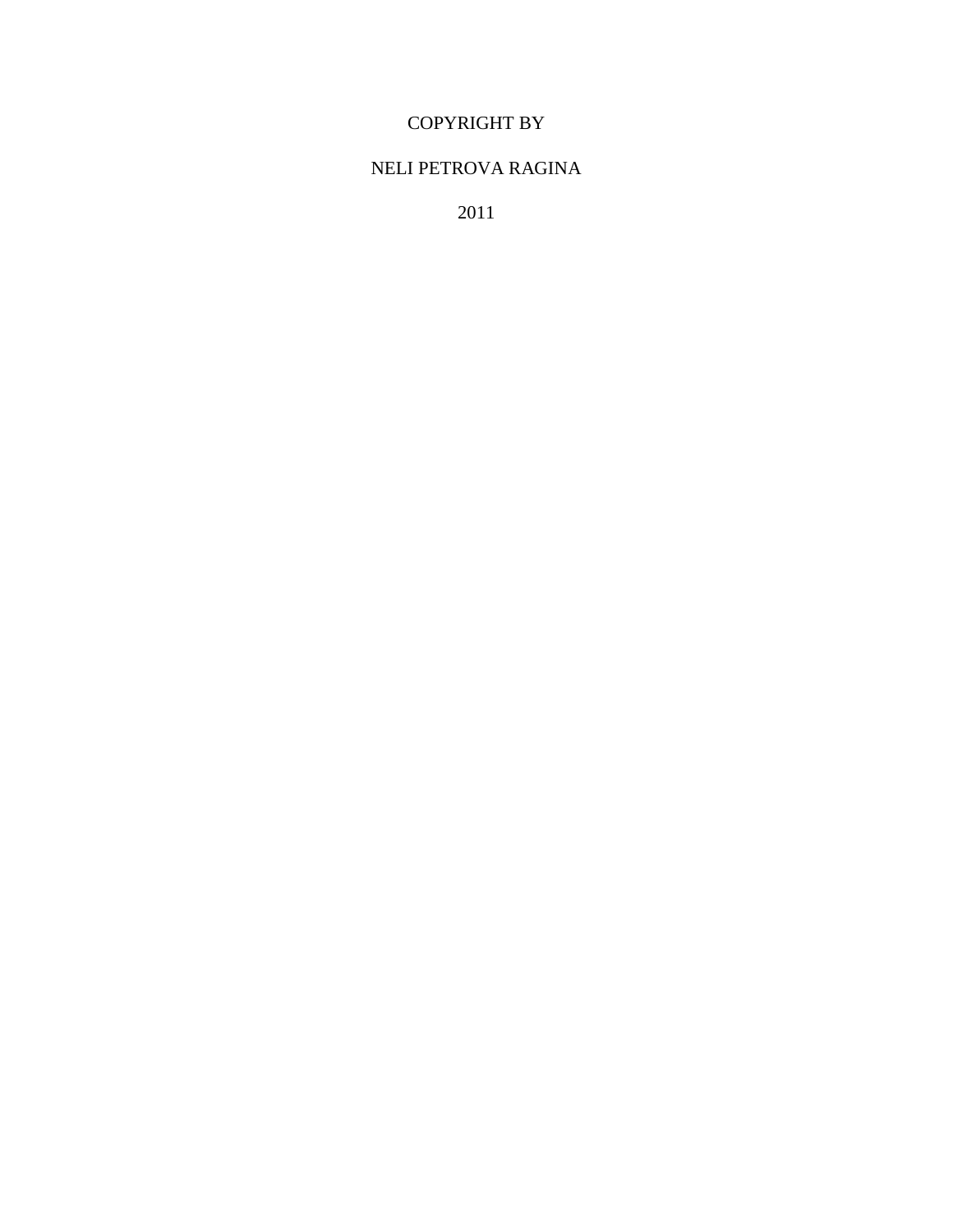COPYRIGHT BY

NELI PETROVA RAGINA

2011